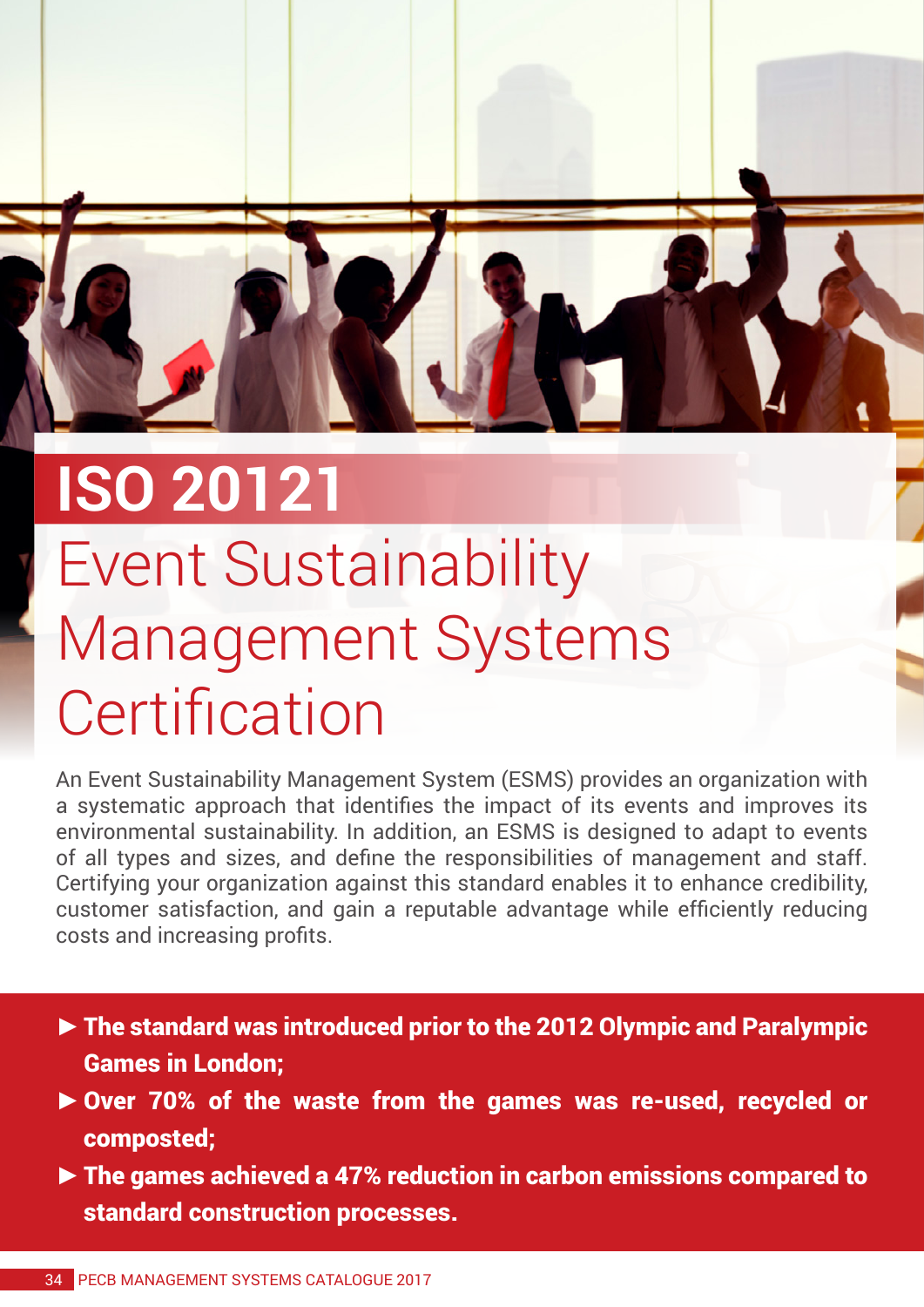# ISO 20121

## Event Sustainability Management Systems Certification

An Event Sustainability Management System (ESMS) provides an organization with a systematic approach that identifies the impact of its events and improves its environmental sustainability. In addition, an ESMS is designed to adapt to events of all types and sizes, and define the responsibilities of management and staff. Certifying your organization against this standard enables it to enhance credibility, customer satisfaction, and gain a reputable advantage while efficiently reducing costs and increasing profits.

- **The standard was introduced prior to the 2012 Olympic and Paralympic Games in London;**
- **Over 70% of the waste from the games was re-used, recycled or composted;**
- **The games achieved a 47% reduction in carbon emissions compared to standard construction processes.**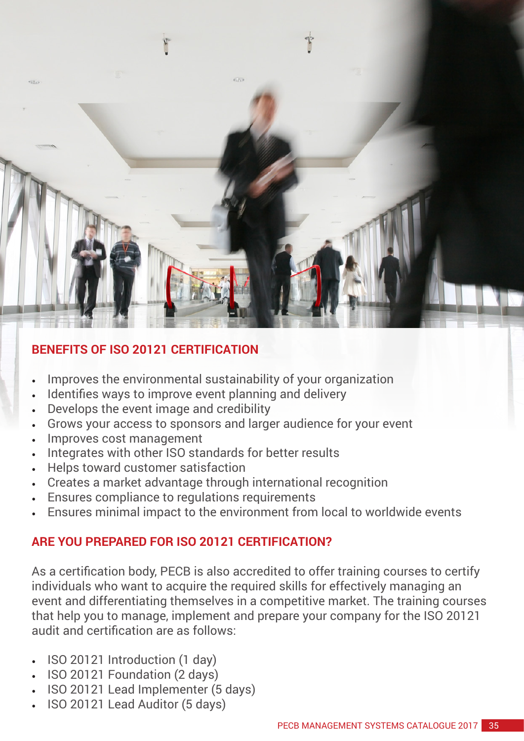## BENEFITS OF ISO 20121 CERTIFICATION

- Improves the environmental sustainability of your organization
- Identifies ways to improve event planning and delivery
- Develops the event image and credibility
- Grows your access to sponsors and larger audience for your event
- Improves cost management
- Integrates with other ISO standards for better results
- Helps toward customer satisfaction
- Creates a market advantage through international recognition
- Ensures compliance to regulations requirements
- Ensures minimal impact to the environment from local to worldwide events

## ARE YOU PREPARED FOR ISO 20121 CERTIFICATION?

As a certification body, PECB is also accredited to offer training courses to certify individuals who want to acquire the required skills for effectively managing an event and differentiating themselves in a competitive market. The training courses that help you to manage, implement and prepare your company for the ISO 20121 audit and certification are as follows:

- ISO 20121 Introduction (1 day)
- ISO 20121 Foundation (2 days)
- ISO 20121 Lead Implementer (5 days)
- ISO 20121 Lead Auditor (5 days)